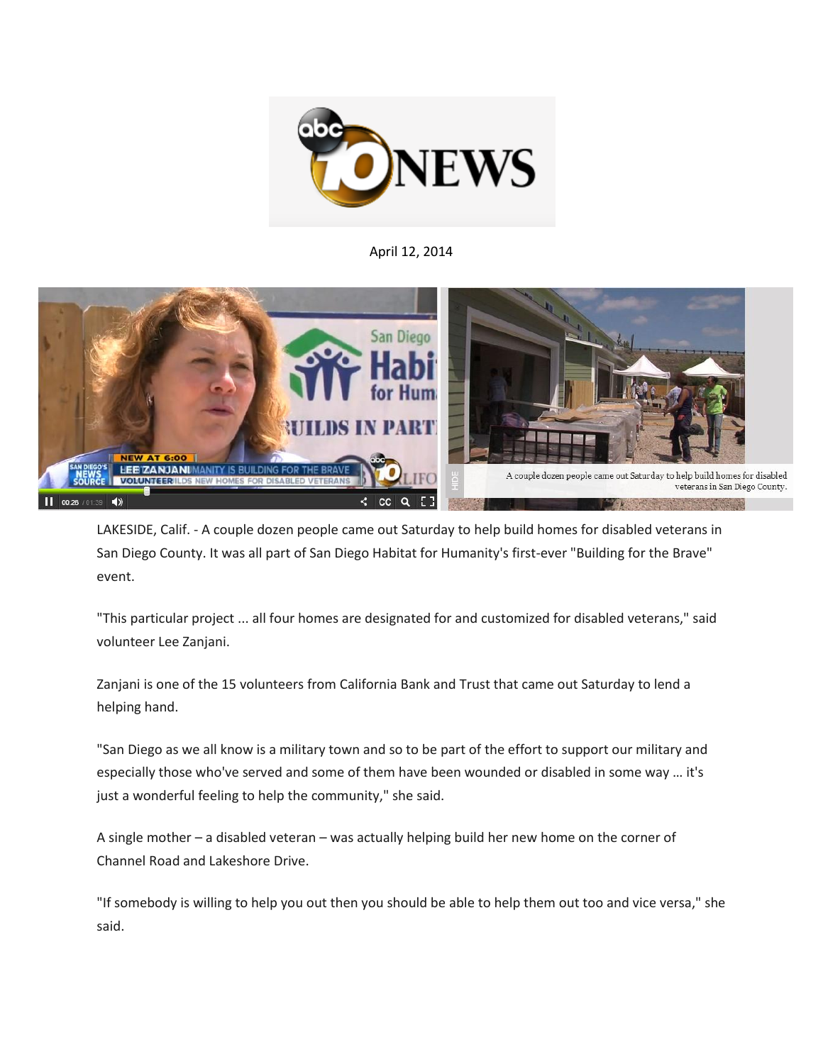April 12, 2014

A couple dozen people came out Saturday to help build homes for disabled veterans in San Diego County.

LAKESIDE, Calif. - A couple dozen people came out Saturday to help build homes for disabled veterans in San Diego County. It was all part of San Diego Habitat for Humanity's first-ever "Building for the Brave" event.

"This particular project ... all four homes are designated for and customized for disabled veterans," said volunteer Lee Zanjani.

Zanjani is one of the 15 volunteers from California Bank and Trust that came out Saturday to lend a helping hand.

"San Diego as we all know is a military town and so to be part of the effort to support our military and especially those who've served and some of them have been wounded or disabled in some way ... it's just a wonderful feeling to help the community," she said.

A single mother – a disabled veteran – was actually helping build her new home on the corner of Channel Road and Lakeshore Drive.

"If somebody is willing to help you out then you should be able to help them out too and vice versa," she said.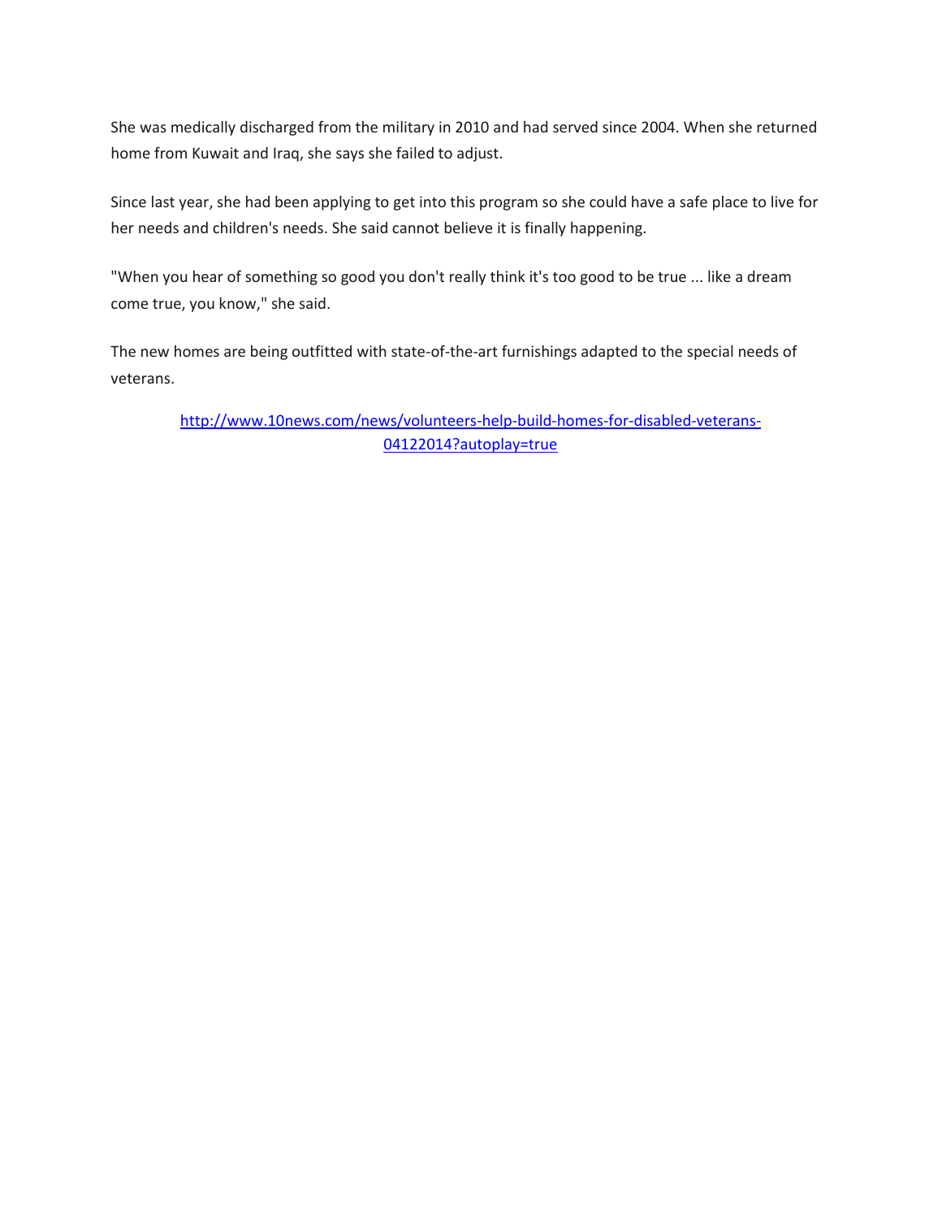She was medically discharged from the military in 2010 and had served since 2004. When she returned home from Kuwait and Iraq, she says she failed to adjust.

Since last year, she had been applying to get into this program so she could have a safe place to live for her needs and children's needs. She said cannot believe it is finally happening.

"When you hear of something so good you don't really think it's too good to be true ... like a dream come true, you know," she said.

The new homes are being outfitted with state-of-the-art furnishings adapted to the special needs of veterans.

[http://www.10news.com/news/volunteers-help-build-homes-for-disabled-veterans-04122014?autoplay=true](http://www.10news.com/news/volunteers-help-build-homes-for-disabled-veterans-04122014?autoplay=true)